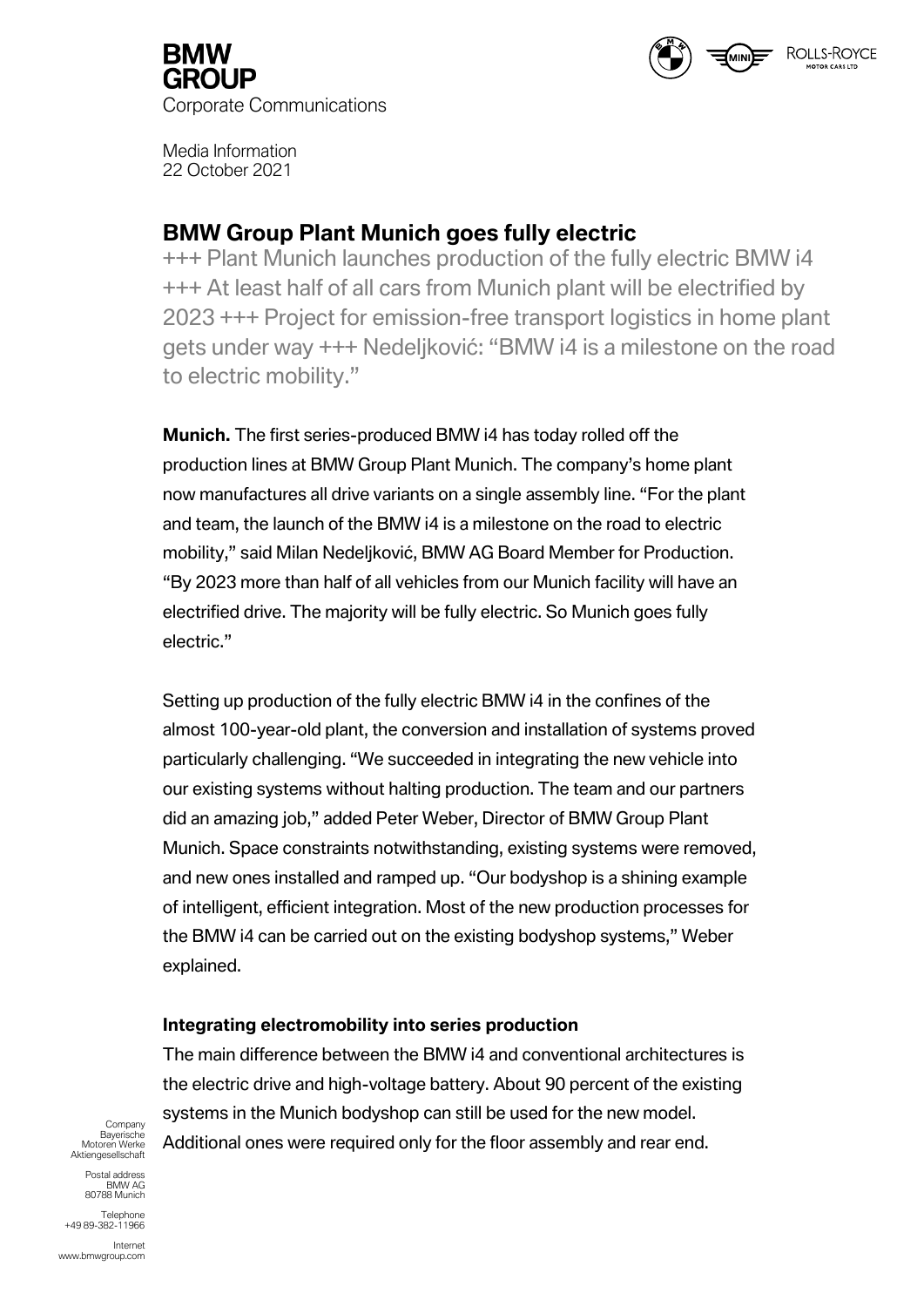**BMW GROUP**
Corporate Communications

Media Information
22 October 2021

# BMW Group Plant Munich goes fully electric

+++ Plant Munich launches production of the fully electric BMW i4 +++ At least half of all cars from Munich plant will be electrified by 2023 +++ Project for emission-free transport logistics in home plant gets under way +++ Nedeljković: "BMW i4 is a milestone on the road to electric mobility."

**Munich.** The first series-produced BMW i4 has today rolled off the production lines at BMW Group Plant Munich. The company's home plant now manufactures all drive variants on a single assembly line. "For the plant and team, the launch of the BMW i4 is a milestone on the road to electric mobility," said Milan Nedeljković, BMW AG Board Member for Production. "By 2023 more than half of all vehicles from our Munich facility will have an electrified drive. The majority will be fully electric. So Munich goes fully electric."

Setting up production of the fully electric BMW i4 in the confines of the almost 100-year-old plant, the conversion and installation of systems proved particularly challenging. "We succeeded in integrating the new vehicle into our existing systems without halting production. The team and our partners did an amazing job," added Peter Weber, Director of BMW Group Plant Munich. Space constraints notwithstanding, existing systems were removed, and new ones installed and ramped up. "Our bodyshop is a shining example of intelligent, efficient integration. Most of the new production processes for the BMW i4 can be carried out on the existing bodyshop systems," Weber explained.

### Integrating electromobility into series production

The main difference between the BMW i4 and conventional architectures is the electric drive and high-voltage battery. About 90 percent of the existing systems in the Munich bodyshop can still be used for the new model. Additional ones were required only for the floor assembly and rear end.

Company
Bayerische
Motoren Werke
Aktiengesellschaft

Postal address
BMW AG
80788 Munich

Telephone
+49 89-382-11966

Internet
www.bmwgroup.com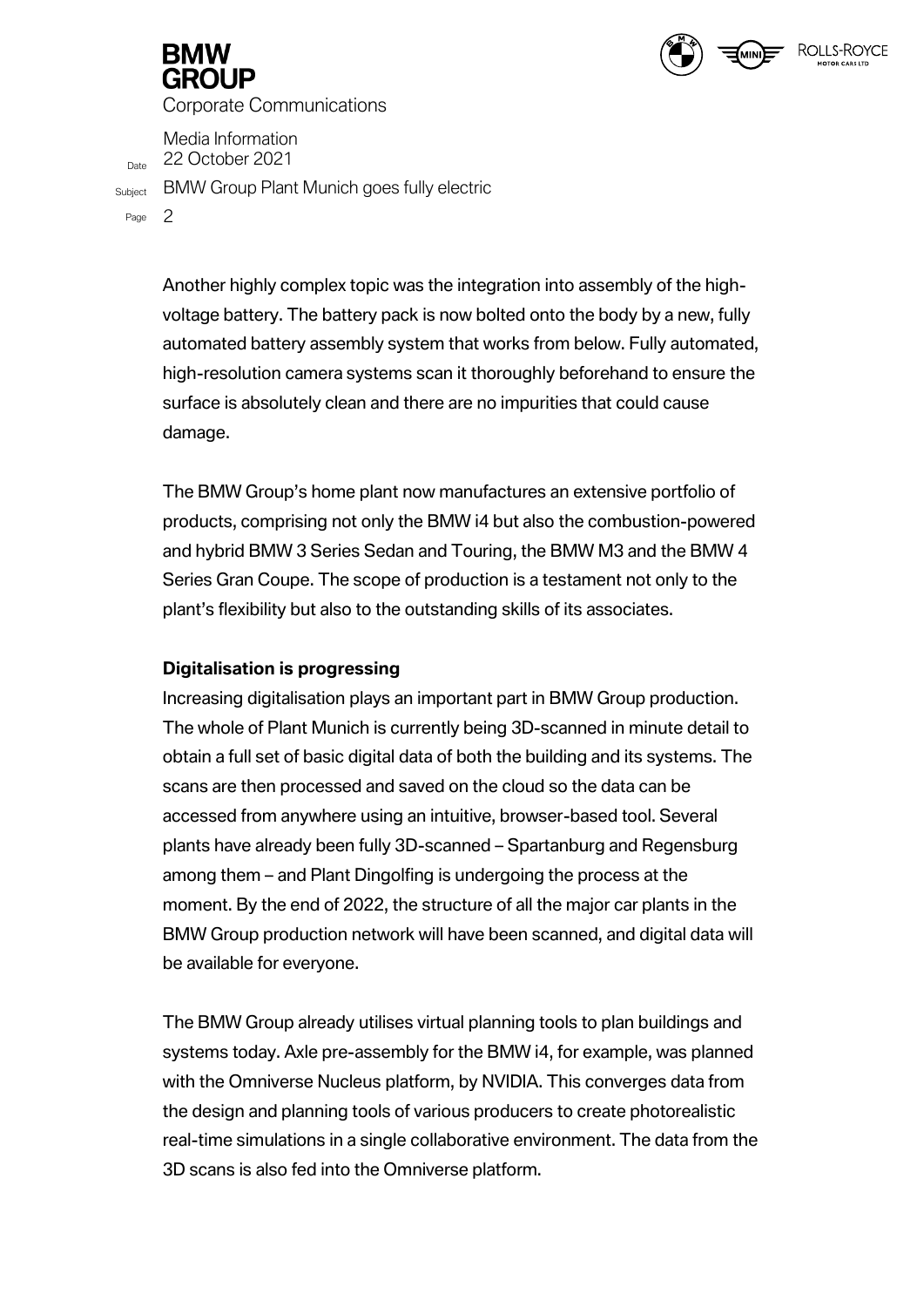Another highly complex topic was the integration into assembly of the high-voltage battery. The battery pack is now bolted onto the body by a new, fully automated battery assembly system that works from below. Fully automated, high-resolution camera systems scan it thoroughly beforehand to ensure the surface is absolutely clean and there are no impurities that could cause damage.

The BMW Group's home plant now manufactures an extensive portfolio of products, comprising not only the BMW i4 but also the combustion-powered and hybrid BMW 3 Series Sedan and Touring, the BMW M3 and the BMW 4 Series Gran Coupe. The scope of production is a testament not only to the plant's flexibility but also to the outstanding skills of its associates.

**Digitalisation is progressing**

Increasing digitalisation plays an important part in BMW Group production. The whole of Plant Munich is currently being 3D-scanned in minute detail to obtain a full set of basic digital data of both the building and its systems. The scans are then processed and saved on the cloud so the data can be accessed from anywhere using an intuitive, browser-based tool. Several plants have already been fully 3D-scanned – Spartanburg and Regensburg among them – and Plant Dingolfing is undergoing the process at the moment. By the end of 2022, the structure of all the major car plants in the BMW Group production network will have been scanned, and digital data will be available for everyone.

The BMW Group already utilises virtual planning tools to plan buildings and systems today. Axle pre-assembly for the BMW i4, for example, was planned with the Omniverse Nucleus platform, by NVIDIA. This converges data from the design and planning tools of various producers to create photorealistic real-time simulations in a single collaborative environment. The data from the 3D scans is also fed into the Omniverse platform.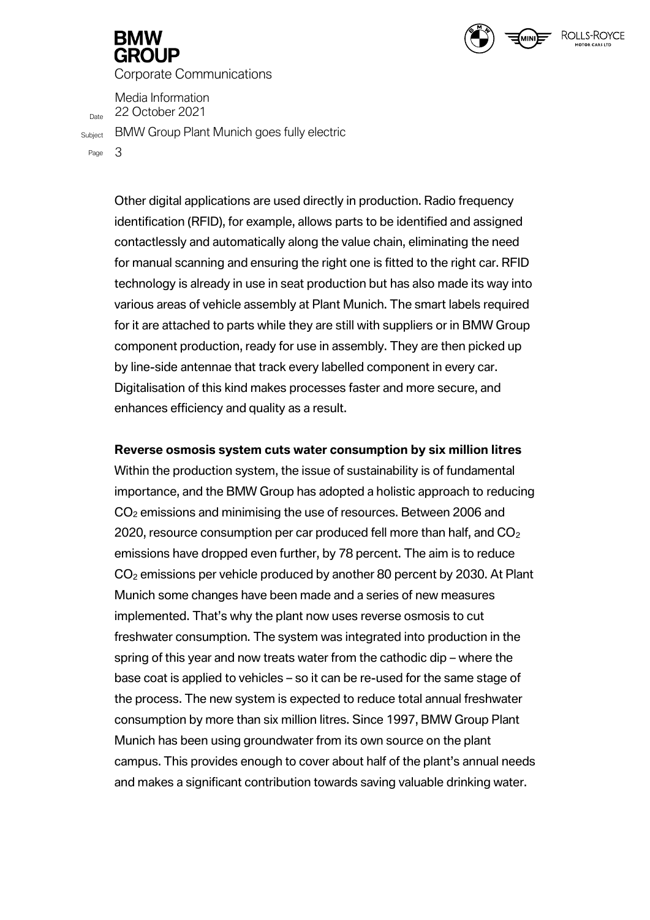Other digital applications are used directly in production. Radio frequency identification (RFID), for example, allows parts to be identified and assigned contactlessly and automatically along the value chain, eliminating the need for manual scanning and ensuring the right one is fitted to the right car. RFID technology is already in use in seat production but has also made its way into various areas of vehicle assembly at Plant Munich. The smart labels required for it are attached to parts while they are still with suppliers or in BMW Group component production, ready for use in assembly. They are then picked up by line-side antennae that track every labelled component in every car. Digitalisation of this kind makes processes faster and more secure, and enhances efficiency and quality as a result.

**Reverse osmosis system cuts water consumption by six million litres**

Within the production system, the issue of sustainability is of fundamental importance, and the BMW Group has adopted a holistic approach to reducing $CO_2$ emissions and minimising the use of resources. Between 2006 and 2020, resource consumption per car produced fell more than half, and $CO_2$ emissions have dropped even further, by 78 percent. The aim is to reduce $CO_2$ emissions per vehicle produced by another 80 percent by 2030. At Plant Munich some changes have been made and a series of new measures implemented. That's why the plant now uses reverse osmosis to cut freshwater consumption. The system was integrated into production in the spring of this year and now treats water from the cathodic dip – where the base coat is applied to vehicles – so it can be re-used for the same stage of the process. The new system is expected to reduce total annual freshwater consumption by more than six million litres. Since 1997, BMW Group Plant Munich has been using groundwater from its own source on the plant campus. This provides enough to cover about half of the plant's annual needs and makes a significant contribution towards saving valuable drinking water.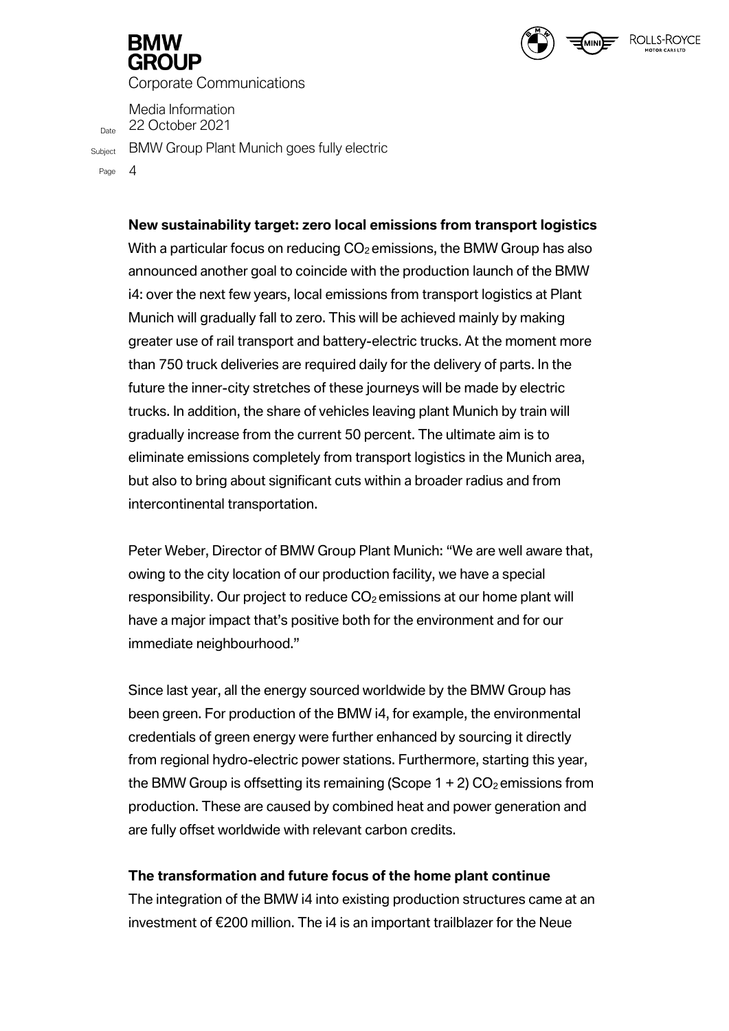**New sustainability target: zero local emissions from transport logistics**

With a particular focus on reducing $CO_2$ emissions, the BMW Group has also announced another goal to coincide with the production launch of the BMW i4: over the next few years, local emissions from transport logistics at Plant Munich will gradually fall to zero. This will be achieved mainly by making greater use of rail transport and battery-electric trucks. At the moment more than 750 truck deliveries are required daily for the delivery of parts. In the future the inner-city stretches of these journeys will be made by electric trucks. In addition, the share of vehicles leaving plant Munich by train will gradually increase from the current 50 percent. The ultimate aim is to eliminate emissions completely from transport logistics in the Munich area, but also to bring about significant cuts within a broader radius and from intercontinental transportation.

Peter Weber, Director of BMW Group Plant Munich: "We are well aware that, owing to the city location of our production facility, we have a special responsibility. Our project to reduce $CO_2$ emissions at our home plant will have a major impact that's positive both for the environment and for our immediate neighbourhood."

Since last year, all the energy sourced worldwide by the BMW Group has been green. For production of the BMW i4, for example, the environmental credentials of green energy were further enhanced by sourcing it directly from regional hydro-electric power stations. Furthermore, starting this year, the BMW Group is offsetting its remaining (Scope 1 + 2) $CO_2$ emissions from production. These are caused by combined heat and power generation and are fully offset worldwide with relevant carbon credits.

**The transformation and future focus of the home plant continue**

The integration of the BMW i4 into existing production structures came at an investment of €200 million. The i4 is an important trailblazer for the Neue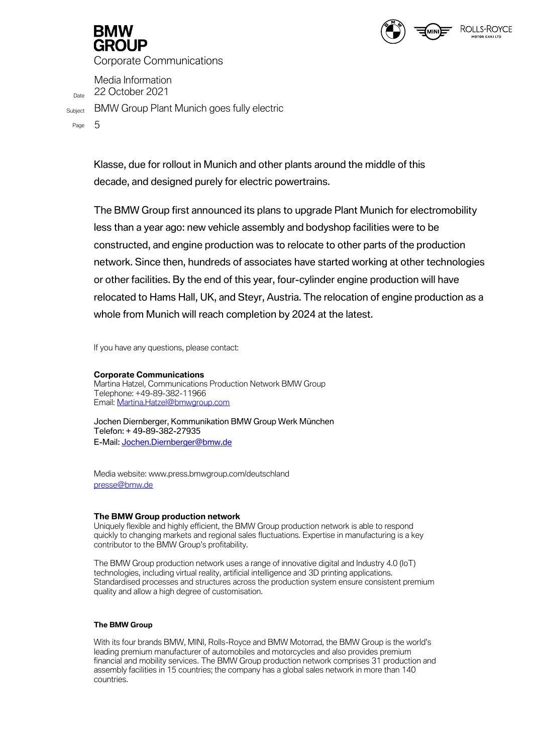Klasse, due for rollout in Munich and other plants around the middle of this decade, and designed purely for electric powertrains.

The BMW Group first announced its plans to upgrade Plant Munich for electromobility less than a year ago: new vehicle assembly and bodyshop facilities were to be constructed, and engine production was to relocate to other parts of the production network. Since then, hundreds of associates have started working at other technologies or other facilities. By the end of this year, four-cylinder engine production will have relocated to Hams Hall, UK, and Steyr, Austria. The relocation of engine production as a whole from Munich will reach completion by 2024 at the latest.

If you have any questions, please contact:

**Corporate Communications**
Martina Hatzel, Communications Production Network BMW Group
Telephone: +49-89-382-11966
Email: Martina.Hatzel@bmwgroup.com

Jochen Diernberger, Kommunikation BMW Group Werk München
Telefon: + 49-89-382-27935
E-Mail: Jochen.Diernberger@bmw.de

Media website: www.press.bmwgroup.com/deutschland
presse@bmw.de

**The BMW Group production network**
Uniquely flexible and highly efficient, the BMW Group production network is able to respond quickly to changing markets and regional sales fluctuations. Expertise in manufacturing is a key contributor to the BMW Group's profitability.

The BMW Group production network uses a range of innovative digital and Industry 4.0 (IoT) technologies, including virtual reality, artificial intelligence and 3D printing applications. Standardised processes and structures across the production system ensure consistent premium quality and allow a high degree of customisation.

**The BMW Group**

With its four brands BMW, MINI, Rolls-Royce and BMW Motorrad, the BMW Group is the world's leading premium manufacturer of automobiles and motorcycles and also provides premium financial and mobility services. The BMW Group production network comprises 31 production and assembly facilities in 15 countries; the company has a global sales network in more than 140 countries.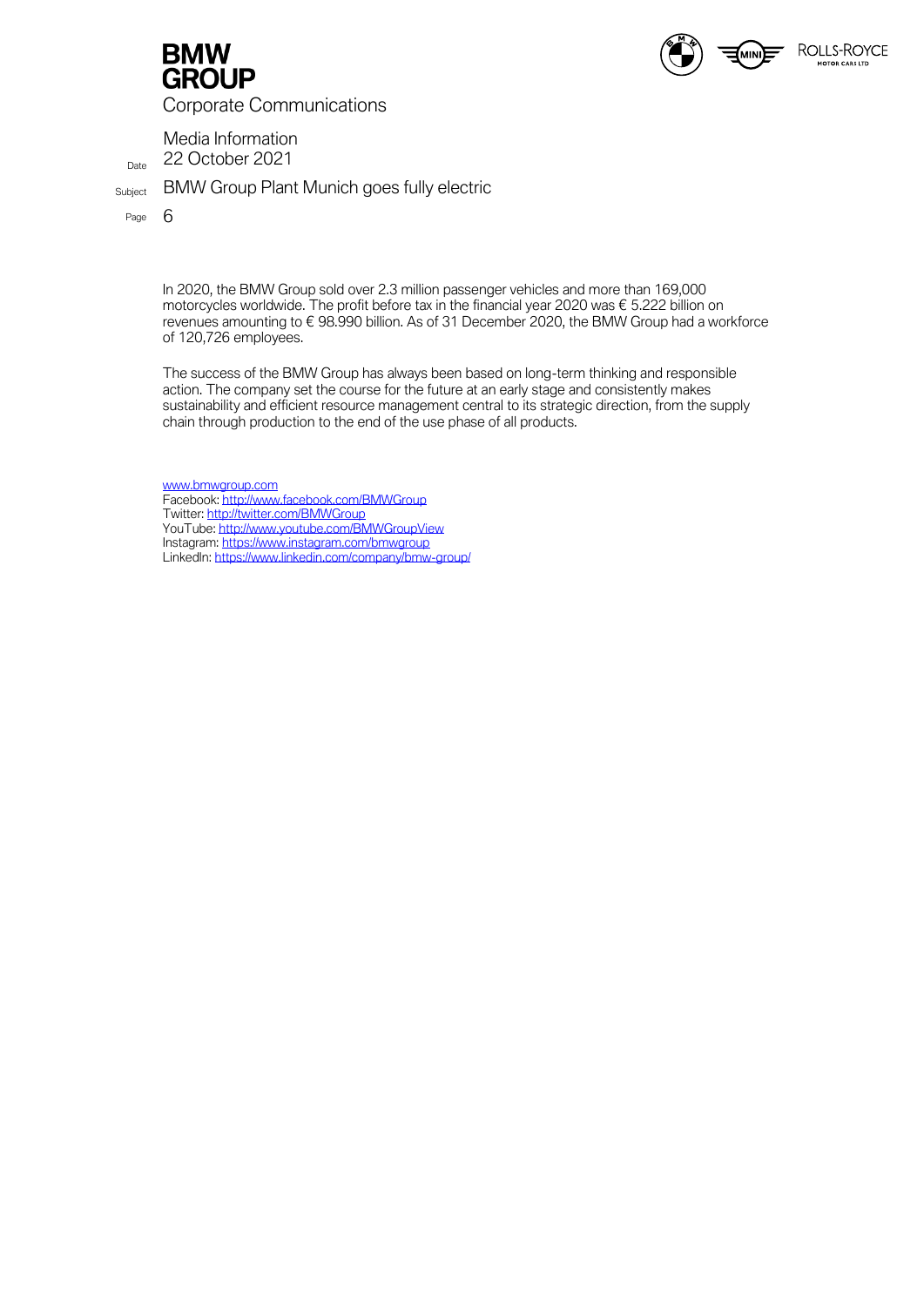In 2020, the BMW Group sold over 2.3 million passenger vehicles and more than 169,000 motorcycles worldwide. The profit before tax in the financial year 2020 was € 5.222 billion on revenues amounting to € 98.990 billion. As of 31 December 2020, the BMW Group had a workforce of 120,726 employees.

The success of the BMW Group has always been based on long-term thinking and responsible action. The company set the course for the future at an early stage and consistently makes sustainability and efficient resource management central to its strategic direction, from the supply chain through production to the end of the use phase of all products.

www.bmwgroup.com
Facebook: http://www.facebook.com/BMWGroup
Twitter: http://twitter.com/BMWGroup
YouTube: http://www.youtube.com/BMWGroupView
Instagram: https://www.instagram.com/bmwgroup
LinkedIn: https://www.linkedin.com/company/bmw-group/